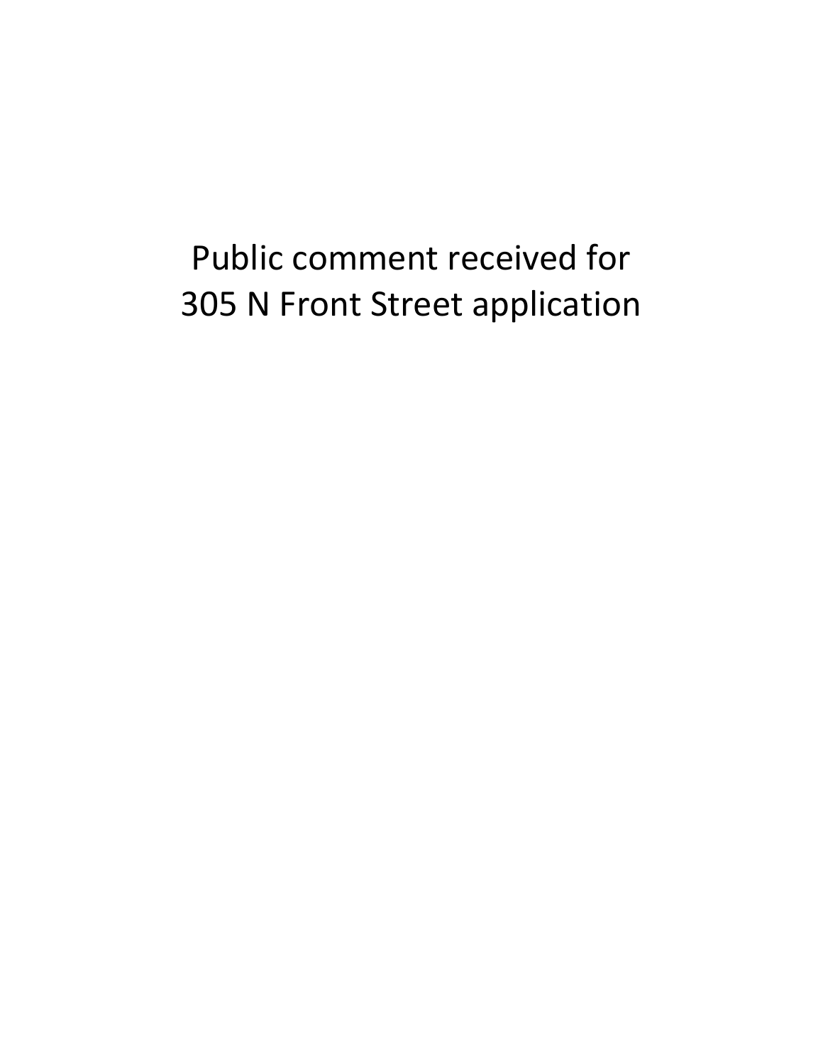# Public comment received for 305 N Front Street application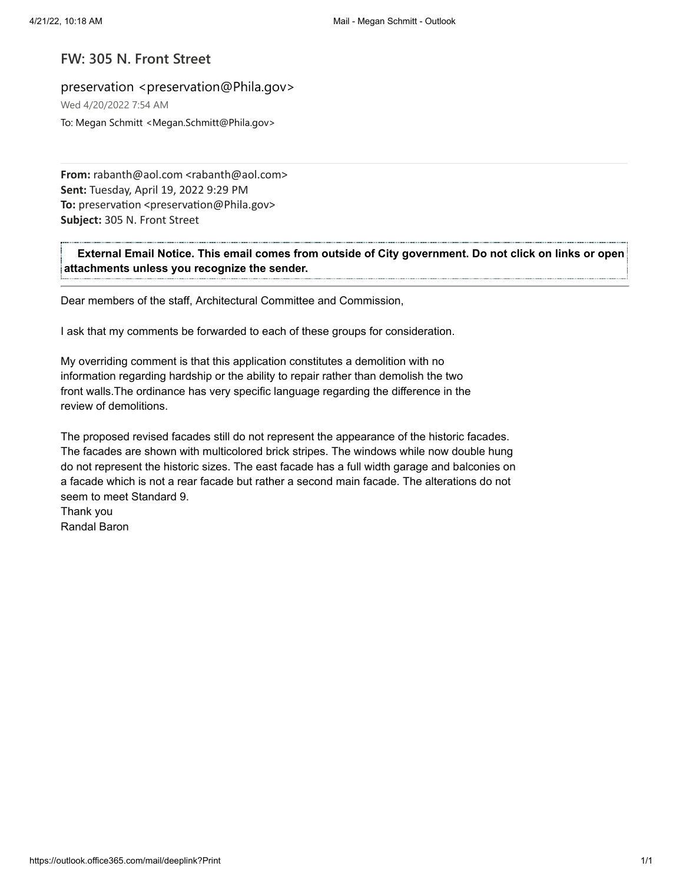## FW: 305 N. Front Street

preservation <preservation@Phila.gov>

Wed 4/20/2022 7:54 AM

To: Megan Schmitt <Megan.Schmitt@Phila.gov>

---

**From:** rabanth@aol.com <rabanth@aol.com>
**Sent:** Tuesday, April 19, 2022 9:29 PM
**To:** preservation <preservation@Phila.gov>
**Subject:** 305 N. Front Street

**External Email Notice. This email comes from outside of City government. Do not click on links or open attachments unless you recognize the sender.**

---

Dear members of the staff, Architectural Committee and Commission,

I ask that my comments be forwarded to each of these groups for consideration.

My overriding comment is that this application constitutes a demolition with no information regarding hardship or the ability to repair rather than demolish the two front walls.The ordinance has very specific language regarding the difference in the review of demolitions.

The proposed revised facades still do not represent the appearance of the historic facades. The facades are shown with multicolored brick stripes. The windows while now double hung do not represent the historic sizes. The east facade has a full width garage and balconies on a facade which is not a rear facade but rather a second main facade. The alterations do not seem to meet Standard 9.

Thank you

Randal Baron